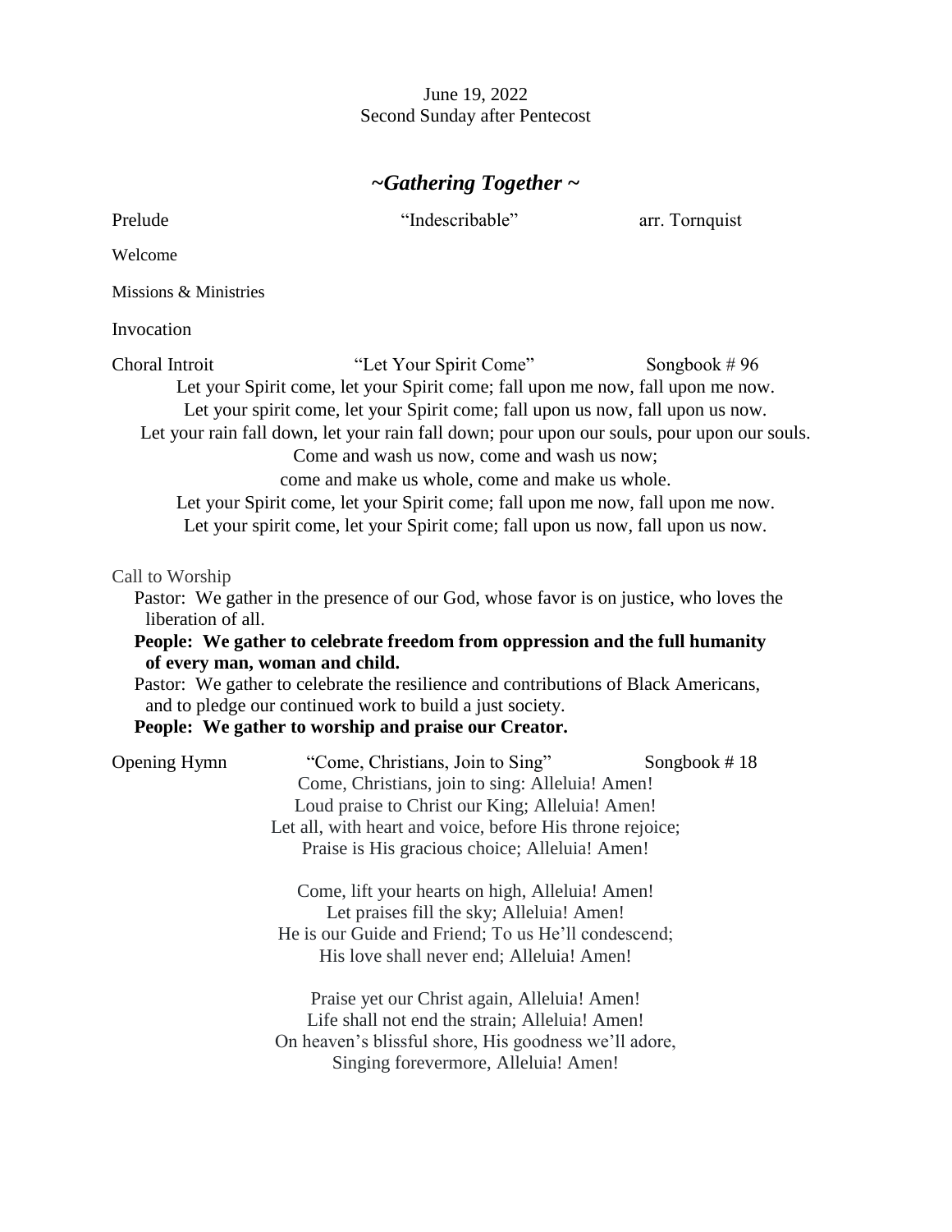June 19, 2022
Second Sunday after Pentecost

## *~Gathering Together ~*

Prelude "Indescribable" arr. Tornquist

Welcome

Missions & Ministries

Invocation

Choral Introit "Let Your Spirit Come" Songbook # 96

Let your Spirit come, let your Spirit come; fall upon me now, fall upon me now.
Let your spirit come, let your Spirit come; fall upon us now, fall upon us now.
Let your rain fall down, let your rain fall down; pour upon our souls, pour upon our souls.
Come and wash us now, come and wash us now;
come and make us whole, come and make us whole.
Let your Spirit come, let your Spirit come; fall upon me now, fall upon me now.
Let your spirit come, let your Spirit come; fall upon us now, fall upon us now.

Call to Worship

Pastor: We gather in the presence of our God, whose favor is on justice, who loves the liberation of all.

**People: We gather to celebrate freedom from oppression and the full humanity of every man, woman and child.**

Pastor: We gather to celebrate the resilience and contributions of Black Americans, and to pledge our continued work to build a just society.

**People: We gather to worship and praise our Creator.**

Opening Hymn "Come, Christians, Join to Sing" Songbook # 18

Come, Christians, join to sing: Alleluia! Amen!
Loud praise to Christ our King; Alleluia! Amen!
Let all, with heart and voice, before His throne rejoice;
Praise is His gracious choice; Alleluia! Amen!

Come, lift your hearts on high, Alleluia! Amen!
Let praises fill the sky; Alleluia! Amen!
He is our Guide and Friend; To us He'll condescend;
His love shall never end; Alleluia! Amen!

Praise yet our Christ again, Alleluia! Amen!
Life shall not end the strain; Alleluia! Amen!
On heaven's blissful shore, His goodness we'll adore,
Singing forevermore, Alleluia! Amen!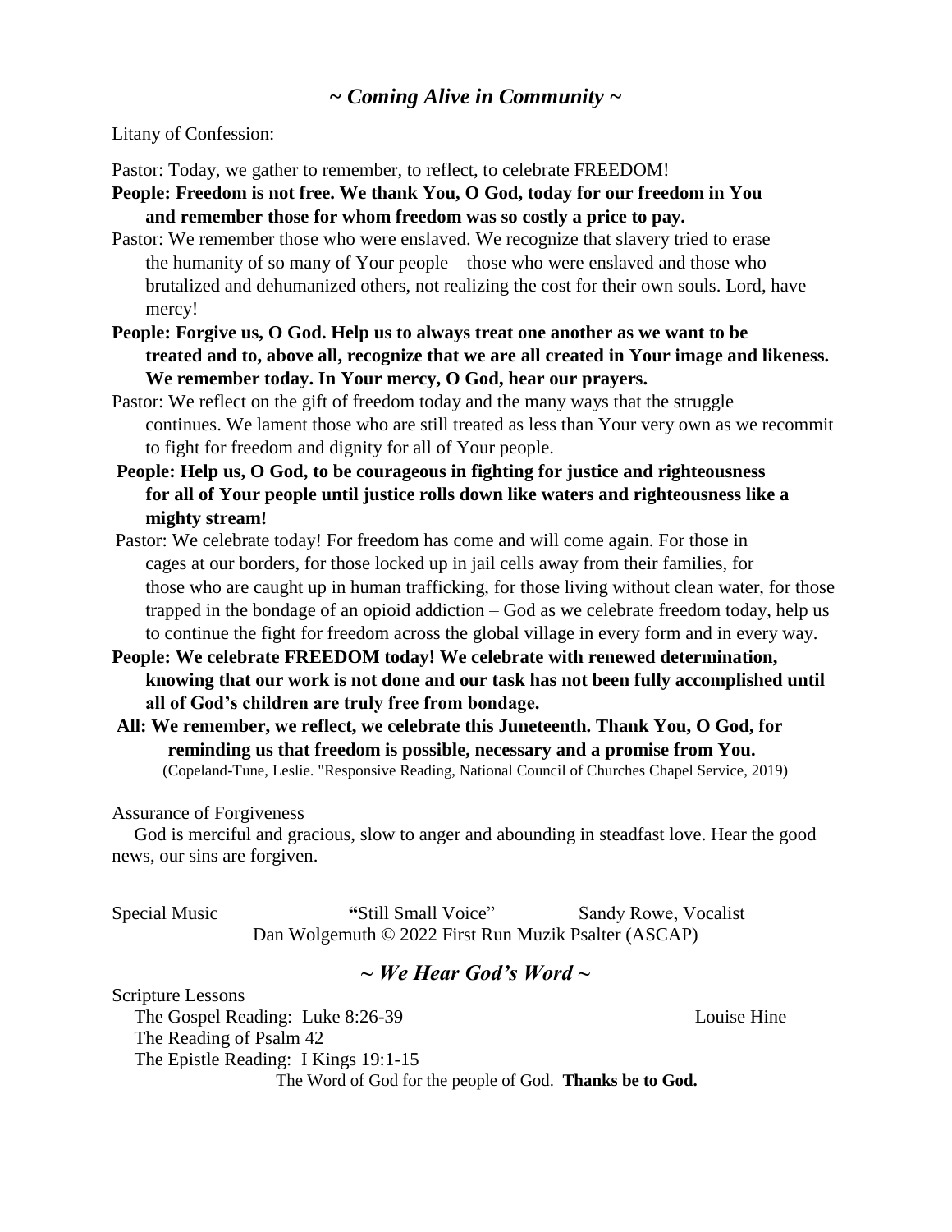## *~ Coming Alive in Community ~*

Litany of Confession:

Pastor: Today, we gather to remember, to reflect, to celebrate FREEDOM!

**People: Freedom is not free. We thank You, O God, today for our freedom in You and remember those for whom freedom was so costly a price to pay.**

Pastor: We remember those who were enslaved. We recognize that slavery tried to erase the humanity of so many of Your people – those who were enslaved and those who brutalized and dehumanized others, not realizing the cost for their own souls. Lord, have mercy!

**People: Forgive us, O God. Help us to always treat one another as we want to be treated and to, above all, recognize that we are all created in Your image and likeness. We remember today. In Your mercy, O God, hear our prayers.**

Pastor: We reflect on the gift of freedom today and the many ways that the struggle continues. We lament those who are still treated as less than Your very own as we recommit to fight for freedom and dignity for all of Your people.

**People: Help us, O God, to be courageous in fighting for justice and righteousness for all of Your people until justice rolls down like waters and righteousness like a mighty stream!**

Pastor: We celebrate today! For freedom has come and will come again. For those in cages at our borders, for those locked up in jail cells away from their families, for those who are caught up in human trafficking, for those living without clean water, for those trapped in the bondage of an opioid addiction – God as we celebrate freedom today, help us to continue the fight for freedom across the global village in every form and in every way.

**People: We celebrate FREEDOM today! We celebrate with renewed determination, knowing that our work is not done and our task has not been fully accomplished until all of God's children are truly free from bondage.**

**All: We remember, we reflect, we celebrate this Juneteenth. Thank You, O God, for reminding us that freedom is possible, necessary and a promise from You.**

(Copeland-Tune, Leslie. "Responsive Reading, National Council of Churches Chapel Service, 2019)

Assurance of Forgiveness

God is merciful and gracious, slow to anger and abounding in steadfast love. Hear the good news, our sins are forgiven.

Special Music "Still Small Voice" Sandy Rowe, Vocalist
Dan Wolgemuth © 2022 First Run Muzik Psalter (ASCAP)

## *~ We Hear God's Word ~*

Scripture Lessons

The Gospel Reading: Luke 8:26-39 Louise Hine

The Reading of Psalm 42

The Epistle Reading: I Kings 19:1-15

The Word of God for the people of God. **Thanks be to God.**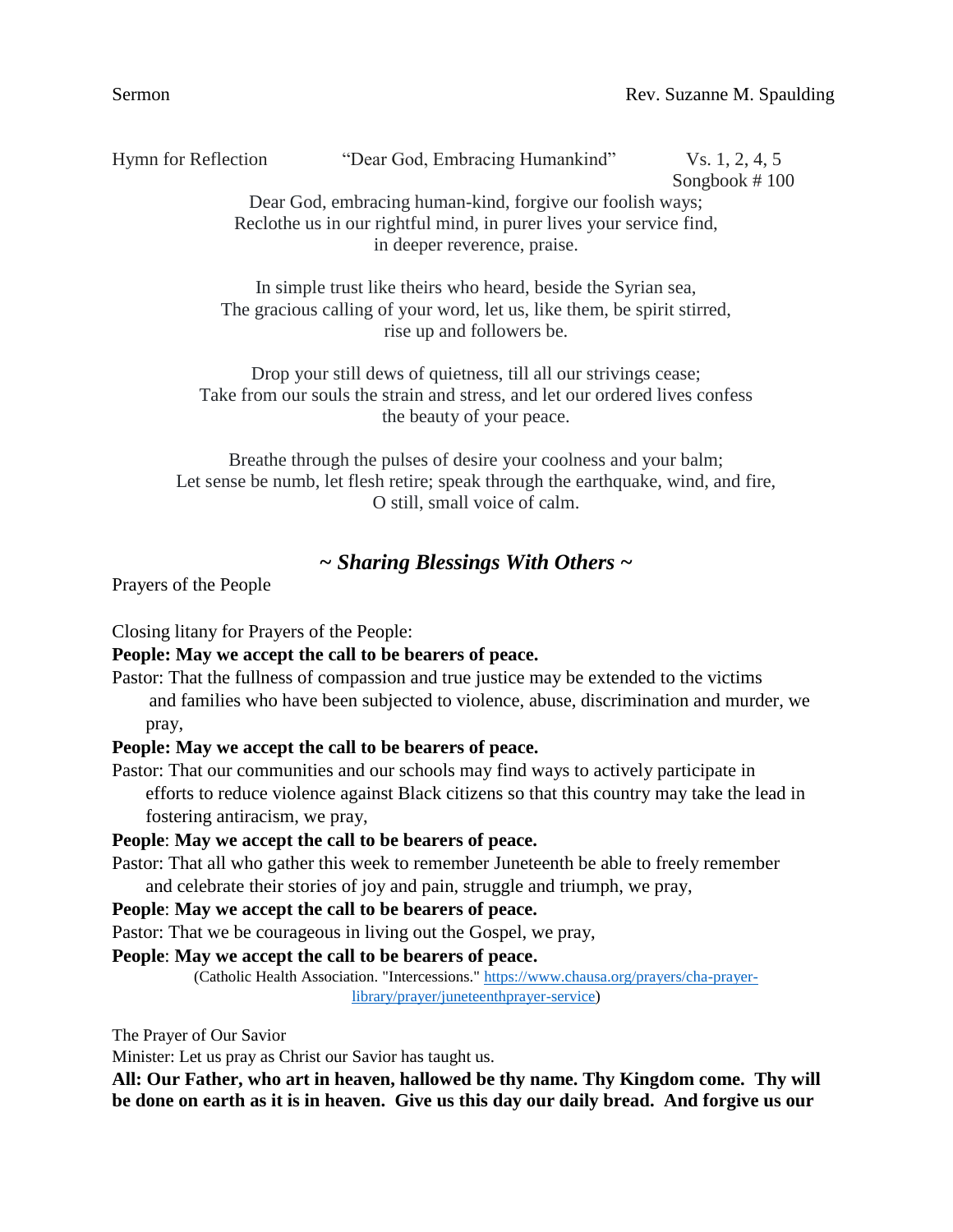Sermon Rev. Suzanne M. Spaulding

Hymn for Reflection "Dear God, Embracing Humankind" Vs. 1, 2, 4, 5
Songbook # 100

Dear God, embracing human-kind, forgive our foolish ways;
Reclothe us in our rightful mind, in purer lives your service find,
in deeper reverence, praise.

In simple trust like theirs who heard, beside the Syrian sea,
The gracious calling of your word, let us, like them, be spirit stirred,
rise up and followers be.

Drop your still dews of quietness, till all our strivings cease;
Take from our souls the strain and stress, and let our ordered lives confess
the beauty of your peace.

Breathe through the pulses of desire your coolness and your balm;
Let sense be numb, let flesh retire; speak through the earthquake, wind, and fire,
O still, small voice of calm.

## *~ Sharing Blessings With Others ~*

Prayers of the People

Closing litany for Prayers of the People:

**People: May we accept the call to be bearers of peace.**

Pastor: That the fullness of compassion and true justice may be extended to the victims and families who have been subjected to violence, abuse, discrimination and murder, we pray,

**People: May we accept the call to be bearers of peace.**

Pastor: That our communities and our schools may find ways to actively participate in efforts to reduce violence against Black citizens so that this country may take the lead in fostering antiracism, we pray,

**People**: **May we accept the call to be bearers of peace.**

Pastor: That all who gather this week to remember Juneteenth be able to freely remember and celebrate their stories of joy and pain, struggle and triumph, we pray,

**People**: **May we accept the call to be bearers of peace.**

Pastor: That we be courageous in living out the Gospel, we pray,

**People**: **May we accept the call to be bearers of peace.**

(Catholic Health Association. "Intercessions." https://www.chausa.org/prayers/cha-prayer-library/prayer/juneteenthprayer-service)

The Prayer of Our Savior

Minister: Let us pray as Christ our Savior has taught us.

**All: Our Father, who art in heaven, hallowed be thy name. Thy Kingdom come. Thy will be done on earth as it is in heaven. Give us this day our daily bread. And forgive us our**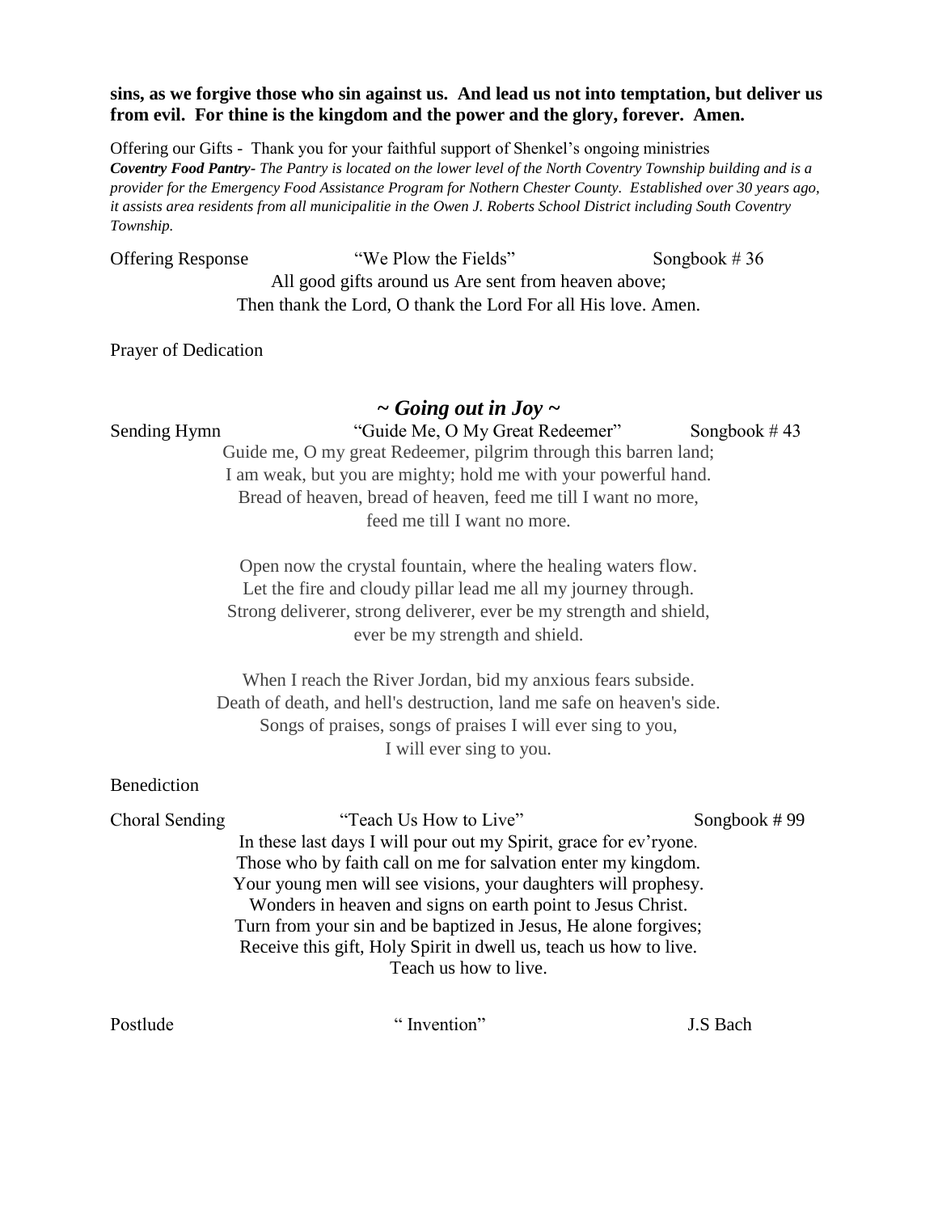**sins, as we forgive those who sin against us. And lead us not into temptation, but deliver us from evil. For thine is the kingdom and the power and the glory, forever. Amen.**

Offering our Gifts - Thank you for your faithful support of Shenkel's ongoing ministries
***Coventry Food Pantry****- The Pantry is located on the lower level of the North Coventry Township building and is a provider for the Emergency Food Assistance Program for Nothern Chester County. Established over 30 years ago, it assists area residents from all municipalitie in the Owen J. Roberts School District including South Coventry Township.*

Offering Response "We Plow the Fields" Songbook # 36

All good gifts around us Are sent from heaven above;
Then thank the Lord, O thank the Lord For all His love. Amen.

Prayer of Dedication

## *~ Going out in Joy ~*

Sending Hymn "Guide Me, O My Great Redeemer" Songbook # 43

Guide me, O my great Redeemer, pilgrim through this barren land;
I am weak, but you are mighty; hold me with your powerful hand.
Bread of heaven, bread of heaven, feed me till I want no more,
feed me till I want no more.

Open now the crystal fountain, where the healing waters flow.
Let the fire and cloudy pillar lead me all my journey through.
Strong deliverer, strong deliverer, ever be my strength and shield,
ever be my strength and shield.

When I reach the River Jordan, bid my anxious fears subside.
Death of death, and hell's destruction, land me safe on heaven's side.
Songs of praises, songs of praises I will ever sing to you,
I will ever sing to you.

Benediction

Choral Sending "Teach Us How to Live" Songbook # 99

In these last days I will pour out my Spirit, grace for ev'ryone.
Those who by faith call on me for salvation enter my kingdom.
Your young men will see visions, your daughters will prophesy.
Wonders in heaven and signs on earth point to Jesus Christ.
Turn from your sin and be baptized in Jesus, He alone forgives;
Receive this gift, Holy Spirit in dwell us, teach us how to live.
Teach us how to live.

Postlude " Invention" J.S Bach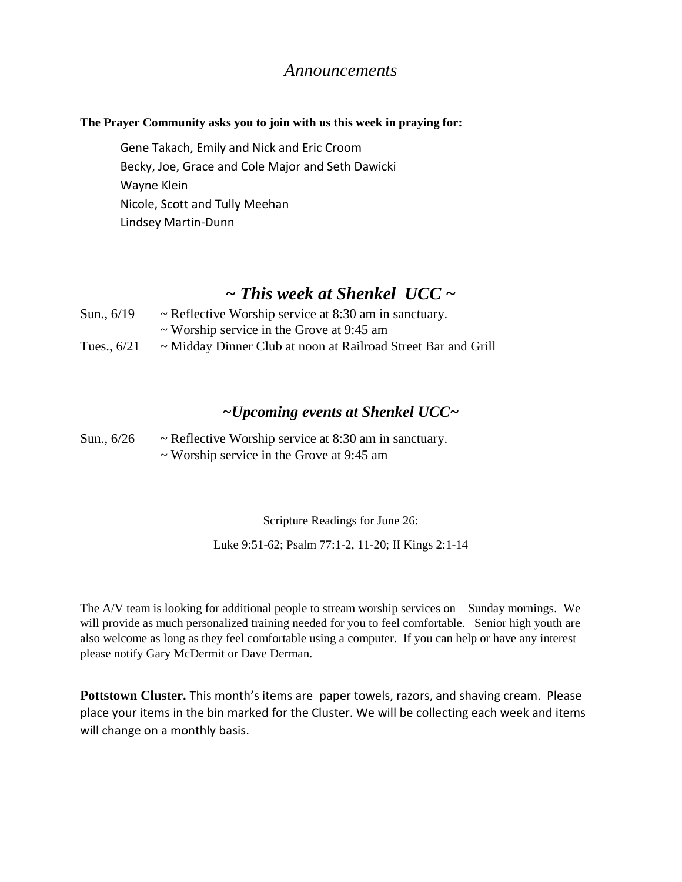# *Announcements*

**The Prayer Community asks you to join with us this week in praying for:**

Gene Takach, Emily and Nick and Eric Croom
Becky, Joe, Grace and Cole Major and Seth Dawicki
Wayne Klein
Nicole, Scott and Tully Meehan
Lindsey Martin-Dunn

## *~ This week at Shenkel UCC ~*

Sun., 6/19 ~ Reflective Worship service at 8:30 am in sanctuary.
~ Worship service in the Grove at 9:45 am
Tues., 6/21 ~ Midday Dinner Club at noon at Railroad Street Bar and Grill

### *~Upcoming events at Shenkel UCC~*

Sun., 6/26 ~ Reflective Worship service at 8:30 am in sanctuary.
~ Worship service in the Grove at 9:45 am

Scripture Readings for June 26:

Luke 9:51-62; Psalm 77:1-2, 11-20; II Kings 2:1-14

The A/V team is looking for additional people to stream worship services on Sunday mornings. We will provide as much personalized training needed for you to feel comfortable. Senior high youth are also welcome as long as they feel comfortable using a computer. If you can help or have any interest please notify Gary McDermit or Dave Derman.

**Pottstown Cluster.** This month's items are paper towels, razors, and shaving cream. Please place your items in the bin marked for the Cluster. We will be collecting each week and items will change on a monthly basis.